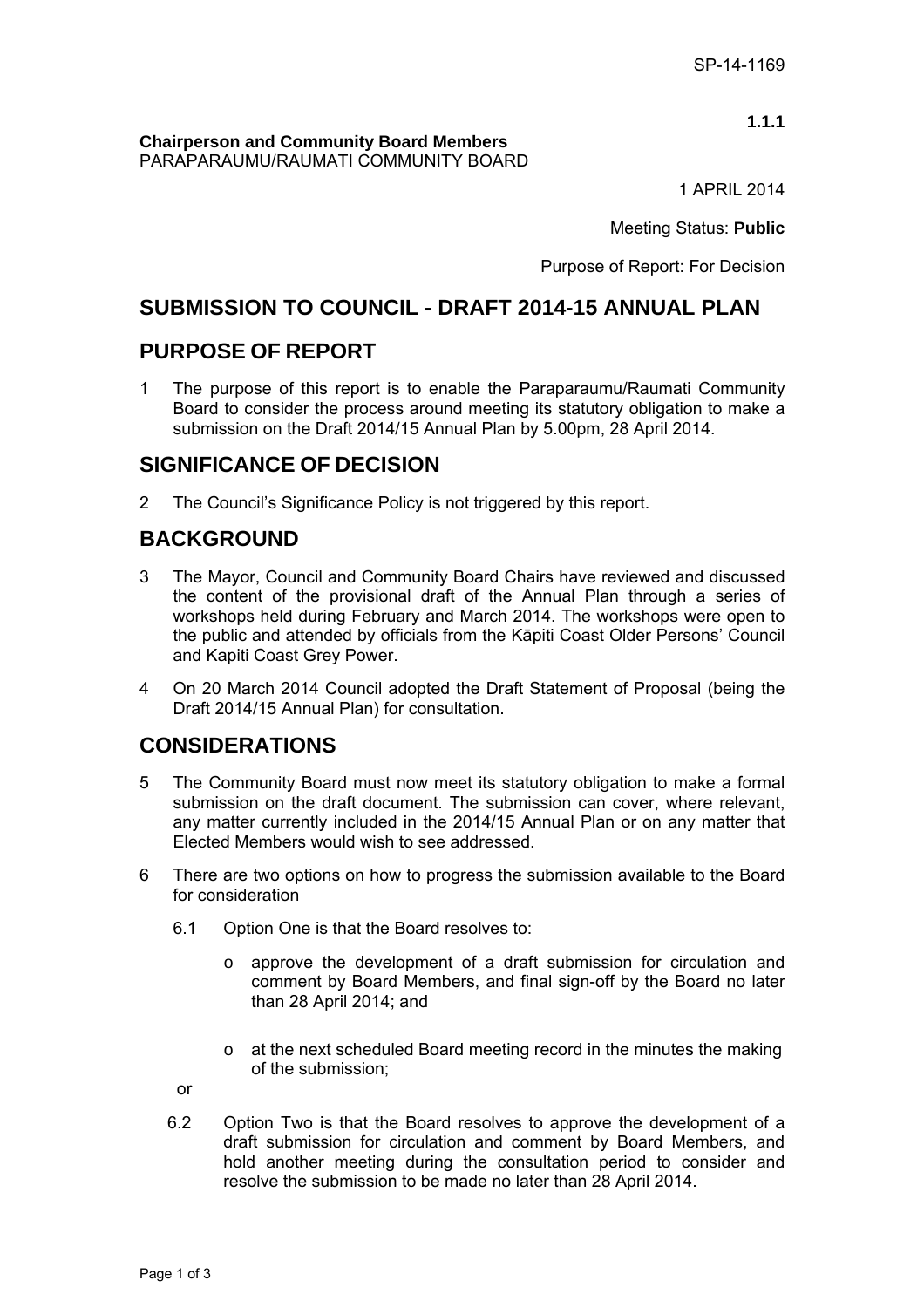SP-14-1169

**1.1.1**

**Chairperson and Community Board Members**
PARAPARAUMU/RAUMATI COMMUNITY BOARD

1 APRIL 2014

Meeting Status: **Public**

Purpose of Report: For Decision

# SUBMISSION TO COUNCIL - DRAFT 2014-15 ANNUAL PLAN

## PURPOSE OF REPORT

1 The purpose of this report is to enable the Paraparaumu/Raumati Community Board to consider the process around meeting its statutory obligation to make a submission on the Draft 2014/15 Annual Plan by 5.00pm, 28 April 2014.

## SIGNIFICANCE OF DECISION

2 The Council's Significance Policy is not triggered by this report.

## BACKGROUND

3 The Mayor, Council and Community Board Chairs have reviewed and discussed the content of the provisional draft of the Annual Plan through a series of workshops held during February and March 2014. The workshops were open to the public and attended by officials from the Kāpiti Coast Older Persons' Council and Kapiti Coast Grey Power.

4 On 20 March 2014 Council adopted the Draft Statement of Proposal (being the Draft 2014/15 Annual Plan) for consultation.

## CONSIDERATIONS

5 The Community Board must now meet its statutory obligation to make a formal submission on the draft document. The submission can cover, where relevant, any matter currently included in the 2014/15 Annual Plan or on any matter that Elected Members would wish to see addressed.

6 There are two options on how to progress the submission available to the Board for consideration

6.1 Option One is that the Board resolves to:

- approve the development of a draft submission for circulation and comment by Board Members, and final sign-off by the Board no later than 28 April 2014; and
- at the next scheduled Board meeting record in the minutes the making of the submission;

or

6.2 Option Two is that the Board resolves to approve the development of a draft submission for circulation and comment by Board Members, and hold another meeting during the consultation period to consider and resolve the submission to be made no later than 28 April 2014.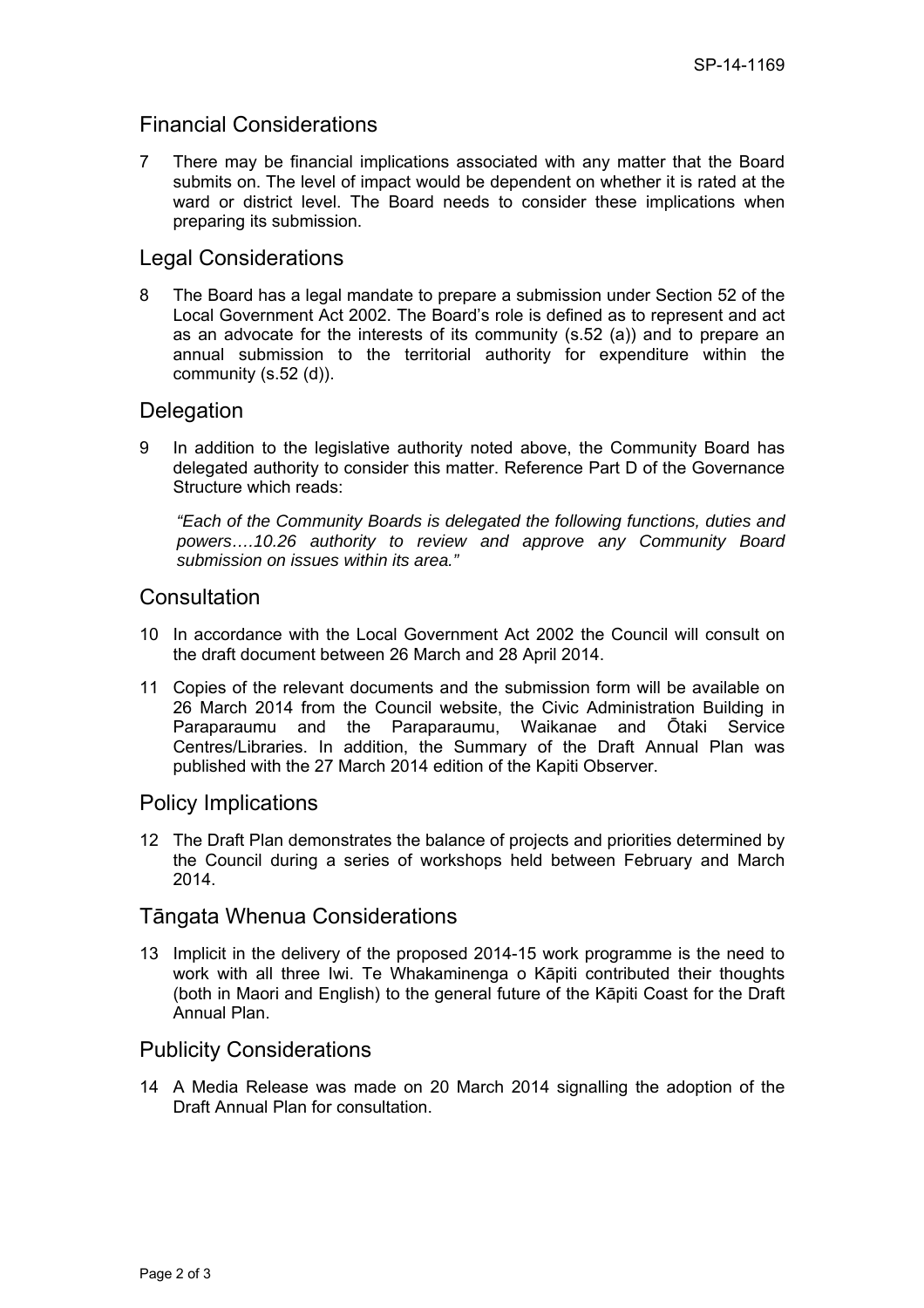## Financial Considerations

7 There may be financial implications associated with any matter that the Board submits on. The level of impact would be dependent on whether it is rated at the ward or district level. The Board needs to consider these implications when preparing its submission.

## Legal Considerations

8 The Board has a legal mandate to prepare a submission under Section 52 of the Local Government Act 2002. The Board's role is defined as to represent and act as an advocate for the interests of its community (s.52 (a)) and to prepare an annual submission to the territorial authority for expenditure within the community (s.52 (d)).

## Delegation

9 In addition to the legislative authority noted above, the Community Board has delegated authority to consider this matter. Reference Part D of the Governance Structure which reads:

> *"Each of the Community Boards is delegated the following functions, duties and powers….10.26 authority to review and approve any Community Board submission on issues within its area."*

## Consultation

10 In accordance with the Local Government Act 2002 the Council will consult on the draft document between 26 March and 28 April 2014.

11 Copies of the relevant documents and the submission form will be available on 26 March 2014 from the Council website, the Civic Administration Building in Paraparaumu and the Paraparaumu, Waikanae and Ōtaki Service Centres/Libraries. In addition, the Summary of the Draft Annual Plan was published with the 27 March 2014 edition of the Kapiti Observer.

## Policy Implications

12 The Draft Plan demonstrates the balance of projects and priorities determined by the Council during a series of workshops held between February and March 2014.

## Tāngata Whenua Considerations

13 Implicit in the delivery of the proposed 2014-15 work programme is the need to work with all three Iwi. Te Whakaminenga o Kāpiti contributed their thoughts (both in Maori and English) to the general future of the Kāpiti Coast for the Draft Annual Plan.

## Publicity Considerations

14 A Media Release was made on 20 March 2014 signalling the adoption of the Draft Annual Plan for consultation.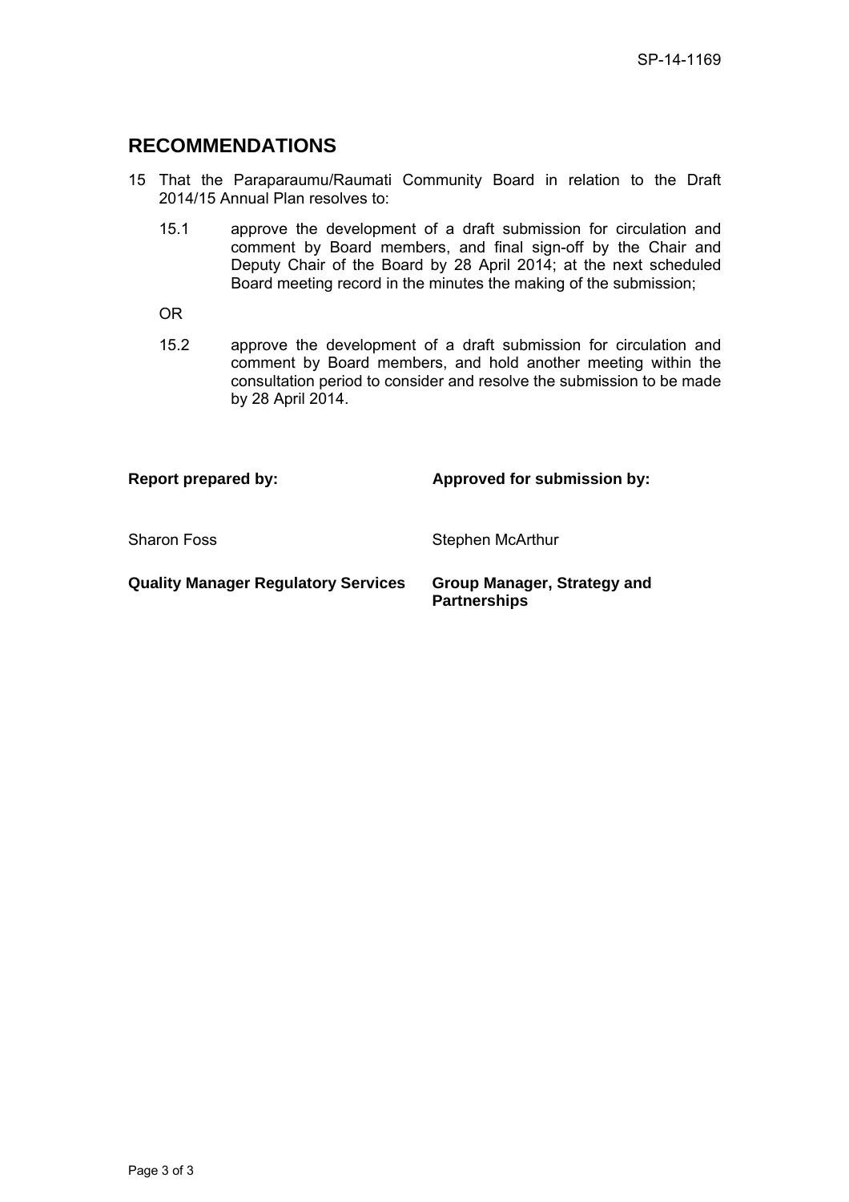## RECOMMENDATIONS

15 That the Paraparaumu/Raumati Community Board in relation to the Draft 2014/15 Annual Plan resolves to:

15.1 approve the development of a draft submission for circulation and comment by Board members, and final sign-off by the Chair and Deputy Chair of the Board by 28 April 2014; at the next scheduled Board meeting record in the minutes the making of the submission;

OR

15.2 approve the development of a draft submission for circulation and comment by Board members, and hold another meeting within the consultation period to consider and resolve the submission to be made by 28 April 2014.

| | |
|---|---|
| **Report prepared by:** | **Approved for submission by:** |
| Sharon Foss | Stephen McArthur |
| **Quality Manager Regulatory Services** | **Group Manager, Strategy and Partnerships** |